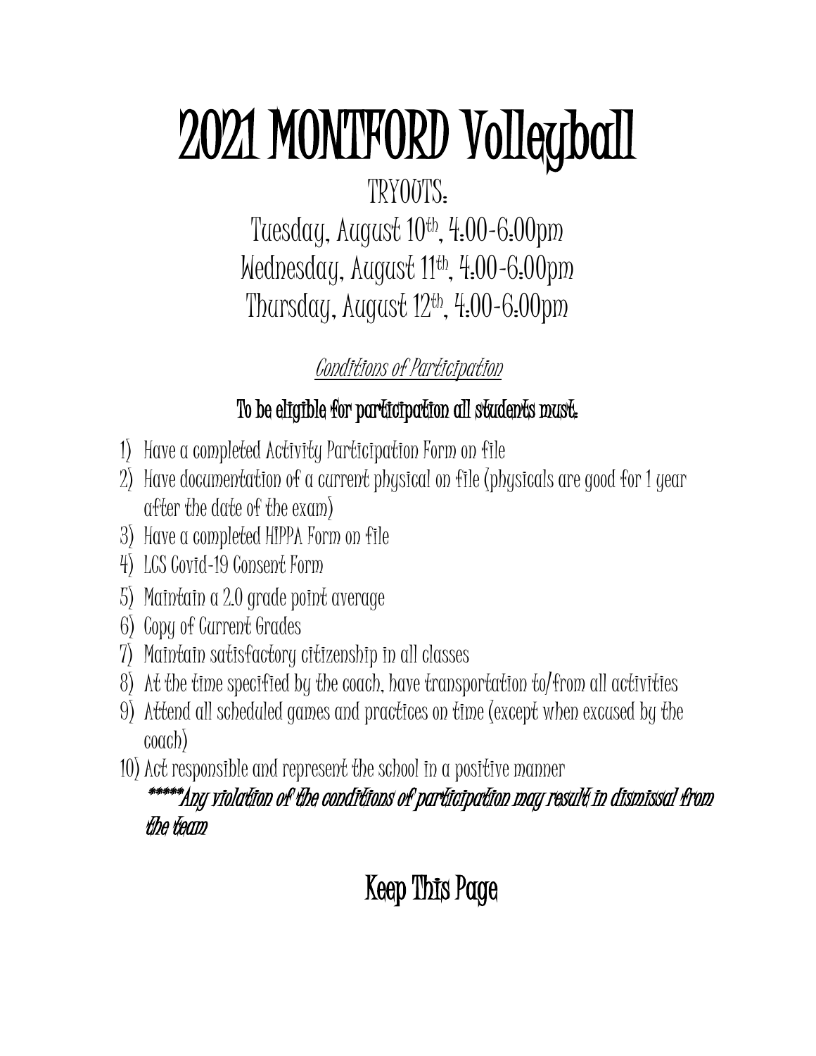# 2021 MONTFORD Volleyball

TRYOUTS:

Tuesday, August 10th, 4:00-6:00pm

Wednesday, August 11th, 4:00-6:00pm

Thursday, August 12th, 4:00-6:00pm

<u>*Conditions of Participation*</u>

**To be eligible for participation all students must:**

1) Have a completed Activity Participation Form on file
2) Have documentation of a current physical on file (physicals are good for 1 year after the date of the exam)
3) Have a completed HIPPA Form on file
4) LCS Covid-19 Consent Form
5) Maintain a 2.0 grade point average
6) Copy of Current Grades
7) Maintain satisfactory citizenship in all classes
8) At the time specified by the coach, have transportation to/from all activities
9) Attend all scheduled games and practices on time (except when excused by the coach)
10) Act responsible and represent the school in a positive manner

***\*\*\*\*\*Any violation of the conditions of participation may result in dismissal from the team***

**Keep This Page**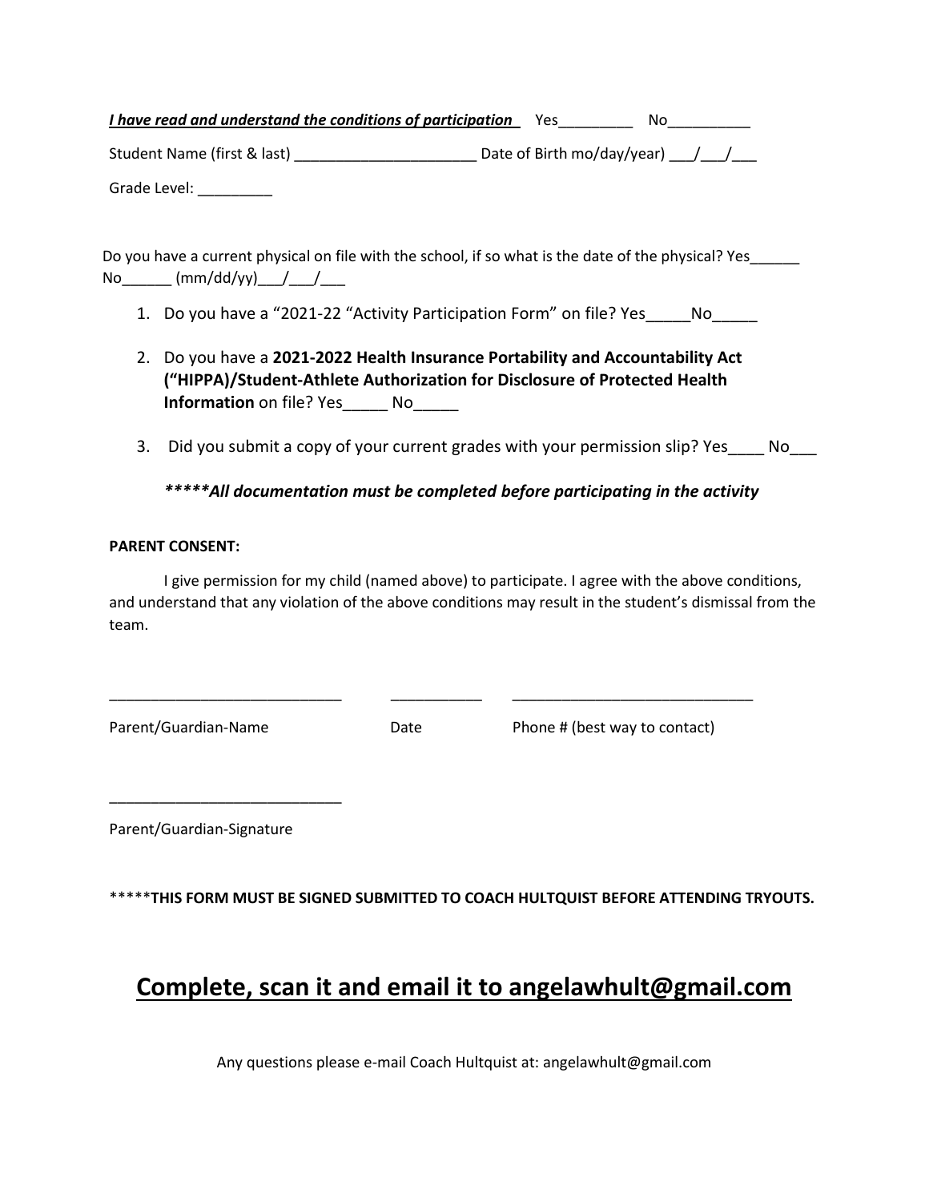***I have read and understand the conditions of participation*** Yes_________ No__________

Student Name (first & last) ______________________ Date of Birth mo/day/year) ___/___/___

Grade Level: _________

Do you have a current physical on file with the school, if so what is the date of the physical? Yes______ No______ (mm/dd/yy)___/___/___

1. Do you have a "2021-22 "Activity Participation Form" on file? Yes_____No_____
2. Do you have a **2021-2022 Health Insurance Portability and Accountability Act ("HIPPA)/Student-Athlete Authorization for Disclosure of Protected Health Information** on file? Yes_____ No_____
3. Did you submit a copy of your current grades with your permission slip? Yes____ No___

***\*\*\*\*\*All documentation must be completed before participating in the activity***

**PARENT CONSENT:**

I give permission for my child (named above) to participate. I agree with the above conditions, and understand that any violation of the above conditions may result in the student's dismissal from the team.

____________________________ ___________ ______________________________

Parent/Guardian-Name Date Phone # (best way to contact)

____________________________

Parent/Guardian-Signature

*****THIS FORM MUST BE SIGNED SUBMITTED TO COACH HULTQUIST BEFORE ATTENDING TRYOUTS.**

## Complete, scan it and email it to angelawhult@gmail.com

Any questions please e-mail Coach Hultquist at: angelawhult@gmail.com